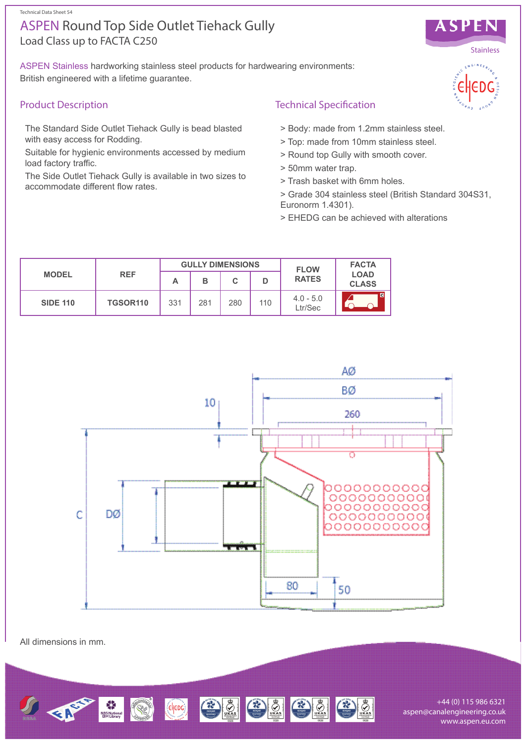# ASPEN Round Top Side Outlet Tiehack Gully

Load Class up to FACTA C250

ASPEN Stainless hardworking stainless steel products for hardwearing environments: British engineered with a lifetime guarantee.

## Product Description

The Standard Side Outlet Tiehack Gully is bead blasted with easy access for Rodding.

Suitable for hygienic environments accessed by medium load factory traffic.

The Side Outlet Tiehack Gully is available in two sizes to accommodate different flow rates.

## Technical Specification

> Body: made from 1.2mm stainless steel.

> Top: made from 10mm stainless steel.

> Round top Gully with smooth cover.

> 50mm water trap.

> Trash basket with 6mm holes.

> Grade 304 stainless steel (British Standard 304S31, Euronorm 1.4301).

> EHEDG can be achieved with alterations

| MODEL | REF | GULLY DIMENSIONS | | | | FLOW RATES | FACTA LOAD CLASS |
|---|---|---|---|---|---|---|---|
| | | A | B | C | D | | |
| SIDE 110 | TGSOR110 | 331 | 281 | 280 | 110 | 4.0 - 5.0 Ltr/Sec | C |

AØ  BØ  260  10  C  DØ  80  50

All dimensions in mm.

+44 (0) 115 986 6321
aspen@canalengineering.co.uk
www.aspen.eu.com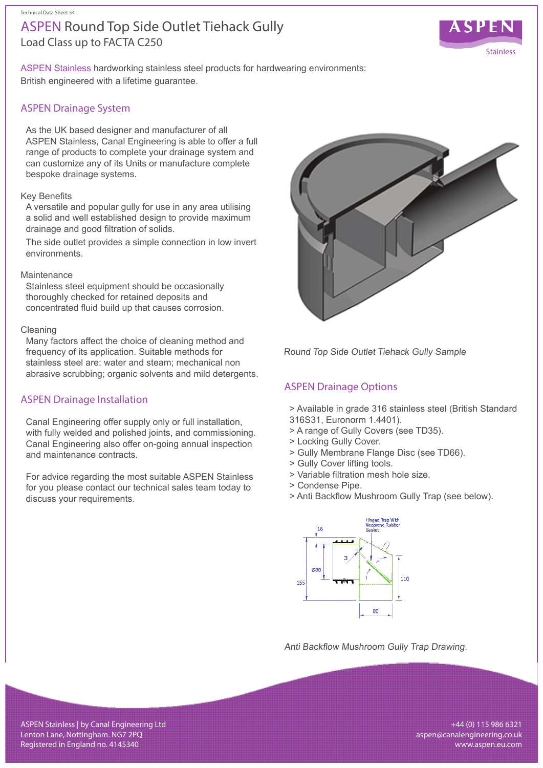Technical Data Sheet 54

# ASPEN Round Top Side Outlet Tiehack Gully

Load Class up to FACTA C250

ASPEN Stainless hardworking stainless steel products for hardwearing environments: British engineered with a lifetime guarantee.

## ASPEN Drainage System

As the UK based designer and manufacturer of all ASPEN Stainless, Canal Engineering is able to offer a full range of products to complete your drainage system and can customize any of its Units or manufacture complete bespoke drainage systems.

Key Benefits

A versatile and popular gully for use in any area utilising a solid and well established design to provide maximum drainage and good filtration of solids.

The side outlet provides a simple connection in low invert environments.

Maintenance

Stainless steel equipment should be occasionally thoroughly checked for retained deposits and concentrated fluid build up that causes corrosion.

Cleaning

Many factors affect the choice of cleaning method and frequency of its application. Suitable methods for stainless steel are: water and steam; mechanical non abrasive scrubbing; organic solvents and mild detergents.

## ASPEN Drainage Installation

Canal Engineering offer supply only or full installation, with fully welded and polished joints, and commissioning. Canal Engineering also offer on-going annual inspection and maintenance contracts.

For advice regarding the most suitable ASPEN Stainless for you please contact our technical sales team today to discuss your requirements.

*Round Top Side Outlet Tiehack Gully Sample*

## ASPEN Drainage Options

- > Available in grade 316 stainless steel (British Standard 316S31, Euronorm 1.4401).
- > A range of Gully Covers (see TD35).
- > Locking Gully Cover.
- > Gully Membrane Flange Disc (see TD66).
- > Gully Cover lifting tools.
- > Variable filtration mesh hole size.
- > Condense Pipe.
- > Anti Backflow Mushroom Gully Trap (see below).

Hinged Trap With Neoprene Rubber Gasket
16
3
Ø86
155
110
80

*Anti Backflow Mushroom Gully Trap Drawing.*

ASPEN Stainless | by Canal Engineering Ltd
Lenton Lane, Nottingham. NG7 2PQ
Registered in England no. 4145340

+44 (0) 115 986 6321
aspen@canalengineering.co.uk
www.aspen.eu.com